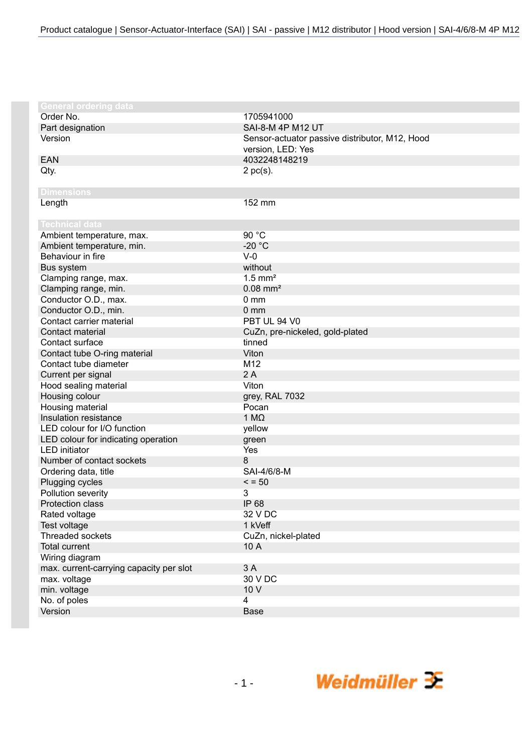## General ordering data

| | |
|---|---|
| Order No. | 1705941000 |
| Part designation | SAI-8-M 4P M12 UT |
| Version | Sensor-actuator passive distributor, M12, Hood version, LED: Yes |
| EAN | 4032248148219 |
| Qty. | 2 pc(s). |

## Dimensions

| | |
|---|---|
| Length | 152 mm |

## Technical data

| | |
|---|---|
| Ambient temperature, max. | 90 °C |
| Ambient temperature, min. | -20 °C |
| Behaviour in fire | V-0 |
| Bus system | without |
| Clamping range, max. | 1.5 mm² |
| Clamping range, min. | 0.08 mm² |
| Conductor O.D., max. | 0 mm |
| Conductor O.D., min. | 0 mm |
| Contact carrier material | PBT UL 94 V0 |
| Contact material | CuZn, pre-nickeled, gold-plated |
| Contact surface | tinned |
| Contact tube O-ring material | Viton |
| Contact tube diameter | M12 |
| Current per signal | 2 A |
| Hood sealing material | Viton |
| Housing colour | grey, RAL 7032 |
| Housing material | Pocan |
| Insulation resistance | 1 MΩ |
| LED colour for I/O function | yellow |
| LED colour for indicating operation | green |
| LED initiator | Yes |
| Number of contact sockets | 8 |
| Ordering data, title | SAI-4/6/8-M |
| Plugging cycles | < = 50 |
| Pollution severity | 3 |
| Protection class | IP 68 |
| Rated voltage | 32 V DC |
| Test voltage | 1 kVeff |
| Threaded sockets | CuZn, nickel-plated |
| Total current | 10 A |
| Wiring diagram | |
| max. current-carrying capacity per slot | 3 A |
| max. voltage | 30 V DC |
| min. voltage | 10 V |
| No. of poles | 4 |
| Version | Base |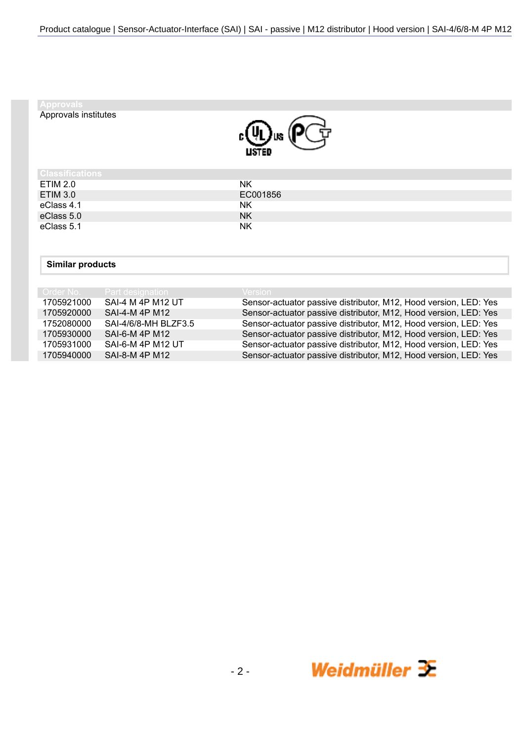## Approvals

| | |
|---|---|
| Approvals institutes | |

## Classifications

| | |
|---|---|
| ETIM 2.0 | NK |
| ETIM 3.0 | EC001856 |
| eClass 4.1 | NK |
| eClass 5.0 | NK |
| eClass 5.1 | NK |

**Similar products**

| Order No. | Part designation | Version |
|---|---|---|
| 1705921000 | SAI-4 M 4P M12 UT | Sensor-actuator passive distributor, M12, Hood version, LED: Yes |
| 1705920000 | SAI-4-M 4P M12 | Sensor-actuator passive distributor, M12, Hood version, LED: Yes |
| 1752080000 | SAI-4/6/8-MH BLZF3.5 | Sensor-actuator passive distributor, M12, Hood version, LED: Yes |
| 1705930000 | SAI-6-M 4P M12 | Sensor-actuator passive distributor, M12, Hood version, LED: Yes |
| 1705931000 | SAI-6-M 4P M12 UT | Sensor-actuator passive distributor, M12, Hood version, LED: Yes |
| 1705940000 | SAI-8-M 4P M12 | Sensor-actuator passive distributor, M12, Hood version, LED: Yes |